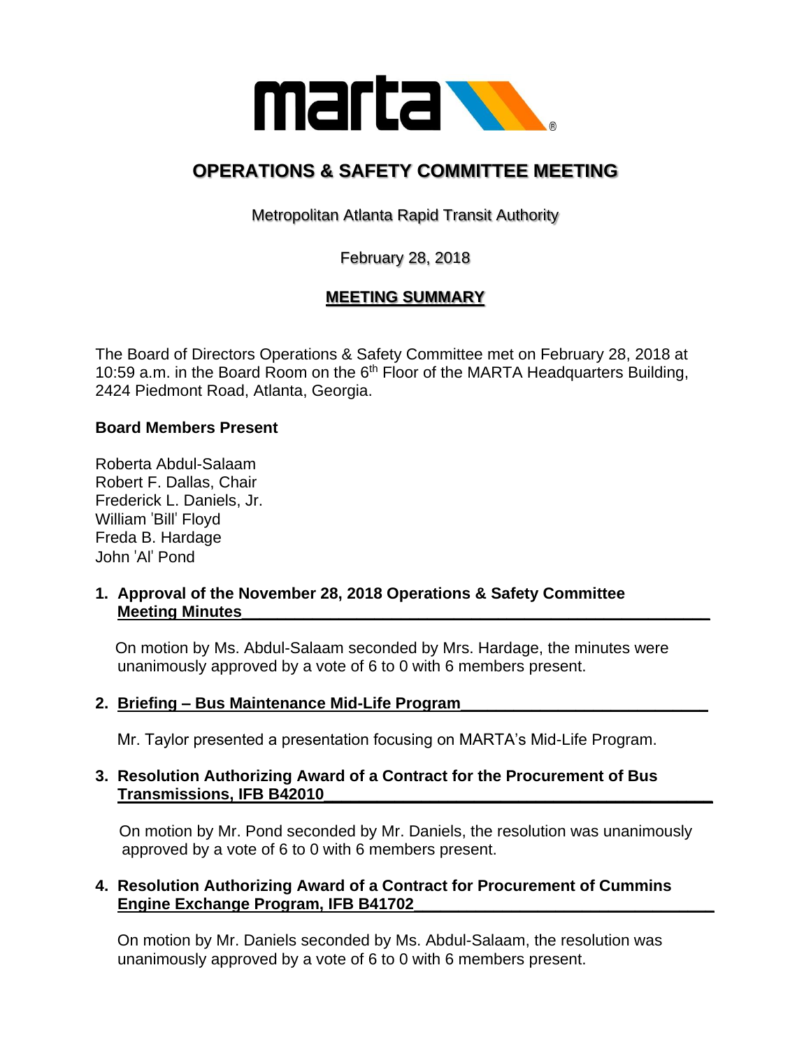# OPERATIONS & SAFETY COMMITTEE MEETING

Metropolitan Atlanta Rapid Transit Authority

February 28, 2018

## MEETING SUMMARY

The Board of Directors Operations & Safety Committee met on February 28, 2018 at 10:59 a.m. in the Board Room on the 6th Floor of the MARTA Headquarters Building, 2424 Piedmont Road, Atlanta, Georgia.

**Board Members Present**

Roberta Abdul-Salaam
Robert F. Dallas, Chair
Frederick L. Daniels, Jr.
William 'Bill' Floyd
Freda B. Hardage
John 'Al' Pond

**1. Approval of the November 28, 2018 Operations & Safety Committee Meeting Minutes**

On motion by Ms. Abdul-Salaam seconded by Mrs. Hardage, the minutes were unanimously approved by a vote of 6 to 0 with 6 members present.

**2. Briefing – Bus Maintenance Mid-Life Program**

Mr. Taylor presented a presentation focusing on MARTA's Mid-Life Program.

**3. Resolution Authorizing Award of a Contract for the Procurement of Bus Transmissions, IFB B42010**

On motion by Mr. Pond seconded by Mr. Daniels, the resolution was unanimously approved by a vote of 6 to 0 with 6 members present.

**4. Resolution Authorizing Award of a Contract for Procurement of Cummins Engine Exchange Program, IFB B41702**

On motion by Mr. Daniels seconded by Ms. Abdul-Salaam, the resolution was unanimously approved by a vote of 6 to 0 with 6 members present.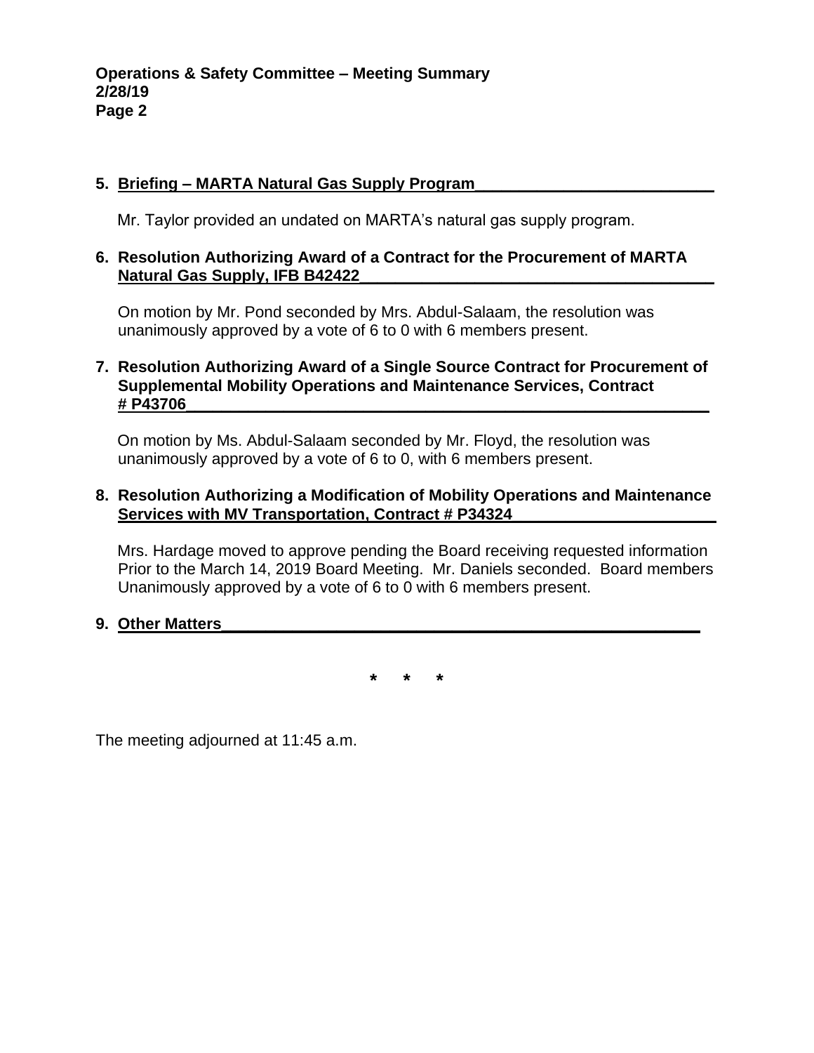**5. Briefing – MARTA Natural Gas Supply Program**

Mr. Taylor provided an undated on MARTA's natural gas supply program.

**6. Resolution Authorizing Award of a Contract for the Procurement of MARTA Natural Gas Supply, IFB B42422**

On motion by Mr. Pond seconded by Mrs. Abdul-Salaam, the resolution was unanimously approved by a vote of 6 to 0 with 6 members present.

**7. Resolution Authorizing Award of a Single Source Contract for Procurement of Supplemental Mobility Operations and Maintenance Services, Contract # P43706**

On motion by Ms. Abdul-Salaam seconded by Mr. Floyd, the resolution was unanimously approved by a vote of 6 to 0, with 6 members present.

**8. Resolution Authorizing a Modification of Mobility Operations and Maintenance Services with MV Transportation, Contract # P34324**

Mrs. Hardage moved to approve pending the Board receiving requested information Prior to the March 14, 2019 Board Meeting. Mr. Daniels seconded. Board members Unanimously approved by a vote of 6 to 0 with 6 members present.

**9. Other Matters**

\* \* \*

The meeting adjourned at 11:45 a.m.